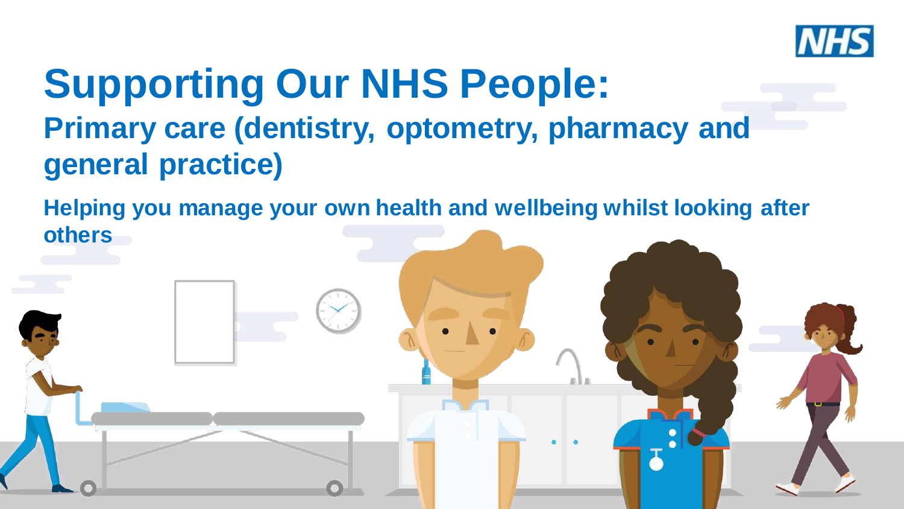# Supporting Our NHS People:

## Primary care (dentistry, optometry, pharmacy and general practice)

**Helping you manage your own health and wellbeing whilst looking after others**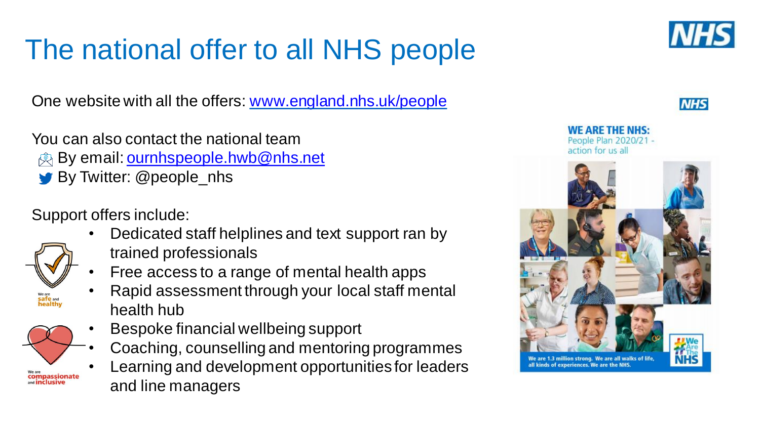# The national offer to all NHS people

One website with all the offers: [www.england.nhs.uk/people](www.england.nhs.uk/people)

You can also contact the national team

- By email: [ournhspeople.hwb@nhs.net](mailto:ournhspeople.hwb@nhs.net)
- By Twitter: @people_nhs

Support offers include:

- Dedicated staff helplines and text support ran by trained professionals
- Free access to a range of mental health apps
- Rapid assessment through your local staff mental health hub
- Bespoke financial wellbeing support
- Coaching, counselling and mentoring programmes
- Learning and development opportunities for leaders and line managers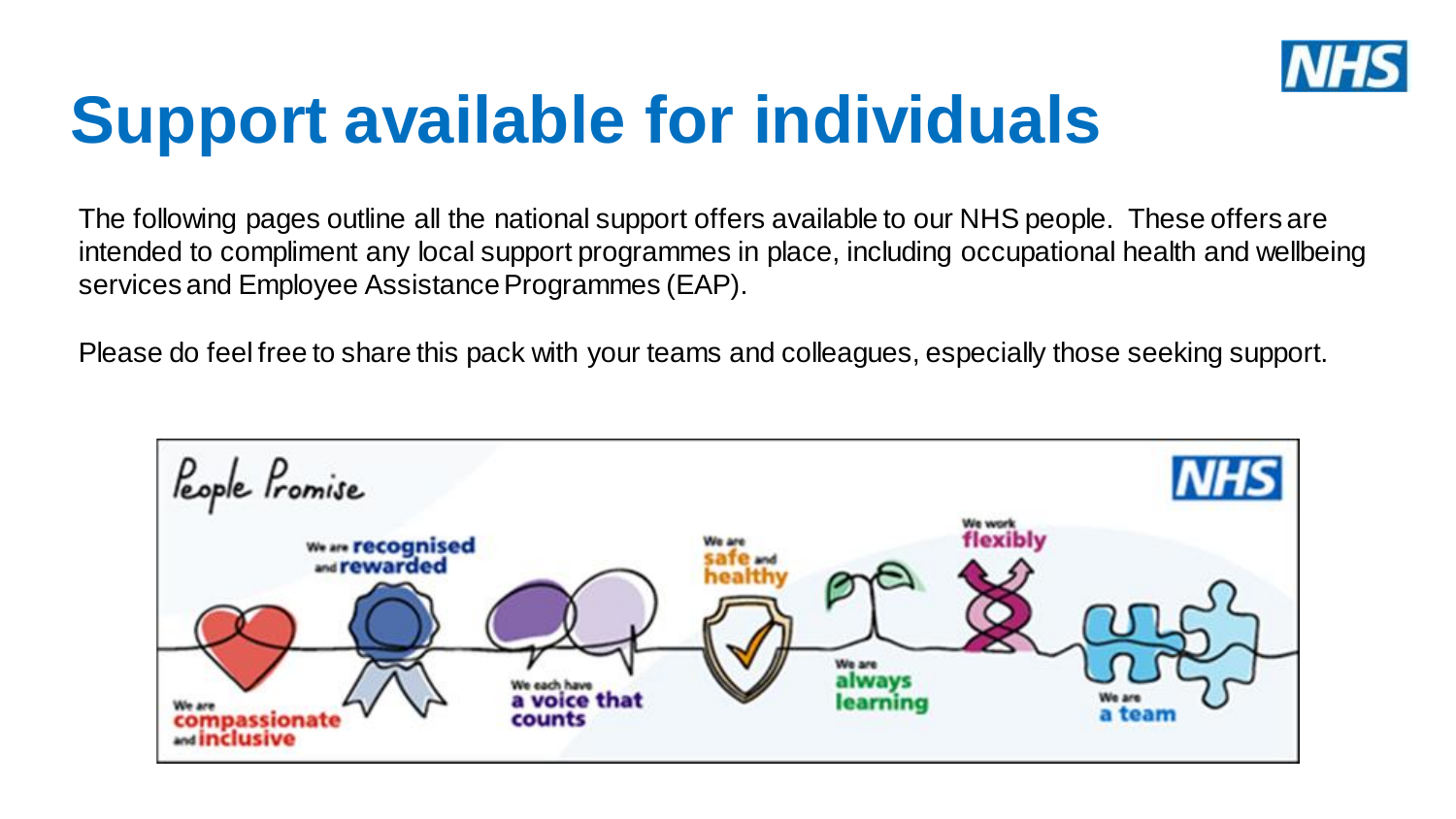# Support available for individuals

The following pages outline all the national support offers available to our NHS people. These offers are intended to compliment any local support programmes in place, including occupational health and wellbeing services and Employee Assistance Programmes (EAP).

Please do feel free to share this pack with your teams and colleagues, especially those seeking support.

People Promise

- We are compassionate and inclusive
- We are recognised and rewarded
- We each have a voice that counts
- We are safe and healthy
- We are always learning
- We work flexibly
- We are a team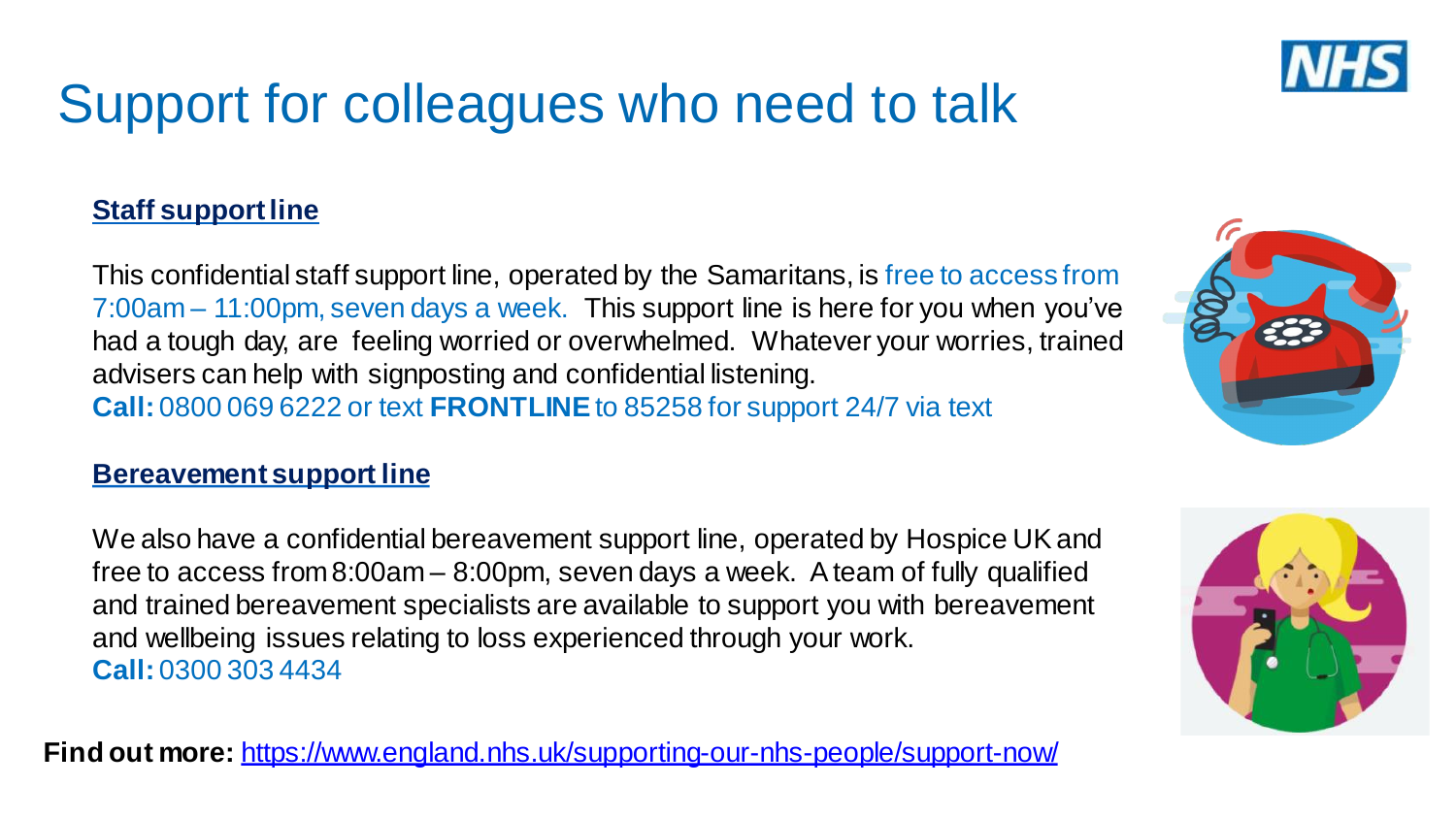# Support for colleagues who need to talk

## Staff support line

This confidential staff support line, operated by the Samaritans, is free to access from 7:00am – 11:00pm, seven days a week. This support line is here for you when you've had a tough day, are feeling worried or overwhelmed. Whatever your worries, trained advisers can help with signposting and confidential listening.

**Call:** 0800 069 6222 or text **FRONTLINE** to 85258 for support 24/7 via text

## Bereavement support line

We also have a confidential bereavement support line, operated by Hospice UK and free to access from 8:00am – 8:00pm, seven days a week. A team of fully qualified and trained bereavement specialists are available to support you with bereavement and wellbeing issues relating to loss experienced through your work.

**Call:** 0300 303 4434

**Find out more:** https://www.england.nhs.uk/supporting-our-nhs-people/support-now/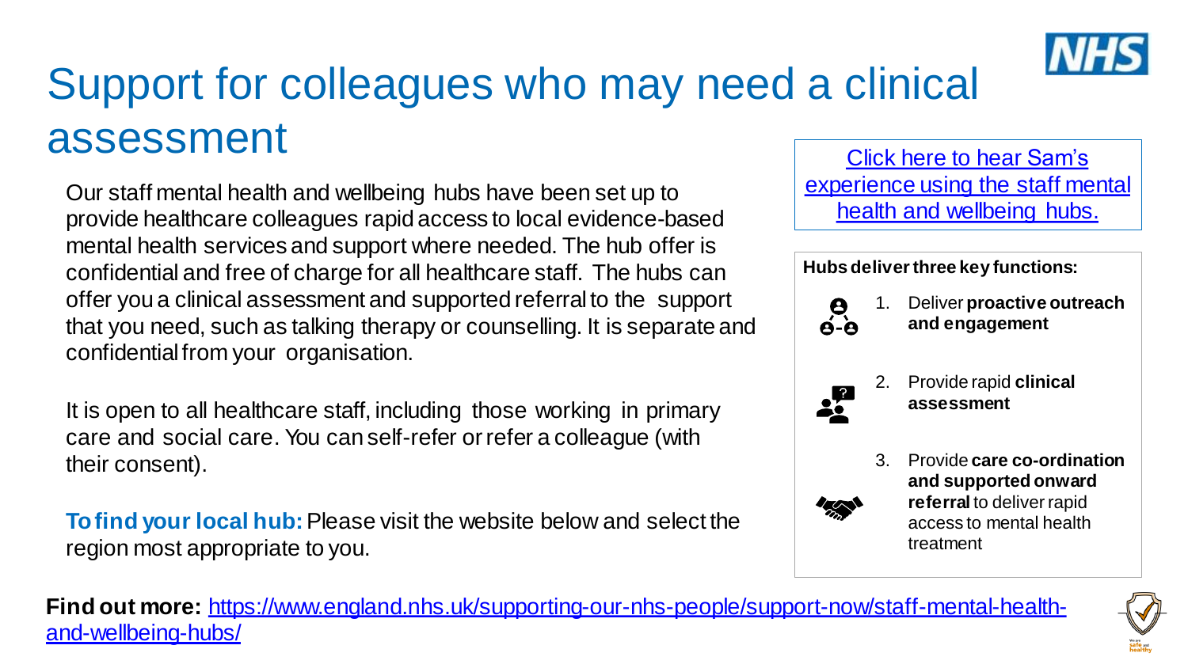# Support for colleagues who may need a clinical assessment

Our staff mental health and wellbeing hubs have been set up to provide healthcare colleagues rapid access to local evidence-based mental health services and support where needed. The hub offer is confidential and free of charge for all healthcare staff. The hubs can offer you a clinical assessment and supported referral to the support that you need, such as talking therapy or counselling. It is separate and confidential from your organisation.

It is open to all healthcare staff, including those working in primary care and social care. You can self-refer or refer a colleague (with their consent).

**To find your local hub:** Please visit the website below and select the region most appropriate to you.

[Click here to hear Sam's experience using the staff mental health and wellbeing hubs.]

**Hubs deliver three key functions:**

1. Deliver **proactive outreach and engagement**
2. Provide rapid **clinical assessment**
3. Provide **care co-ordination and supported onward referral** to deliver rapid access to mental health treatment

**Find out more:** https://www.england.nhs.uk/supporting-our-nhs-people/support-now/staff-mental-health-and-wellbeing-hubs/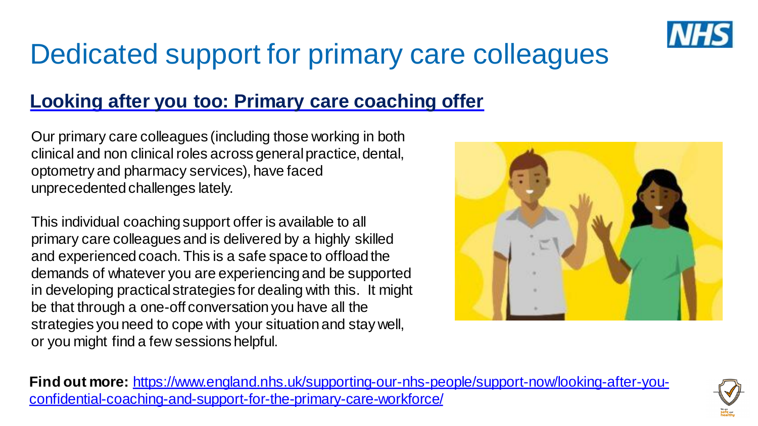# Dedicated support for primary care colleagues

## Looking after you too: Primary care coaching offer

Our primary care colleagues (including those working in both clinical and non clinical roles across general practice, dental, optometry and pharmacy services), have faced unprecedented challenges lately.

This individual coaching support offer is available to all primary care colleagues and is delivered by a highly skilled and experienced coach. This is a safe space to offload the demands of whatever you are experiencing and be supported in developing practical strategies for dealing with this. It might be that through a one-off conversation you have all the strategies you need to cope with your situation and stay well, or you might find a few sessions helpful.

**Find out more:** https://www.england.nhs.uk/supporting-our-nhs-people/support-now/looking-after-you-confidential-coaching-and-support-for-the-primary-care-workforce/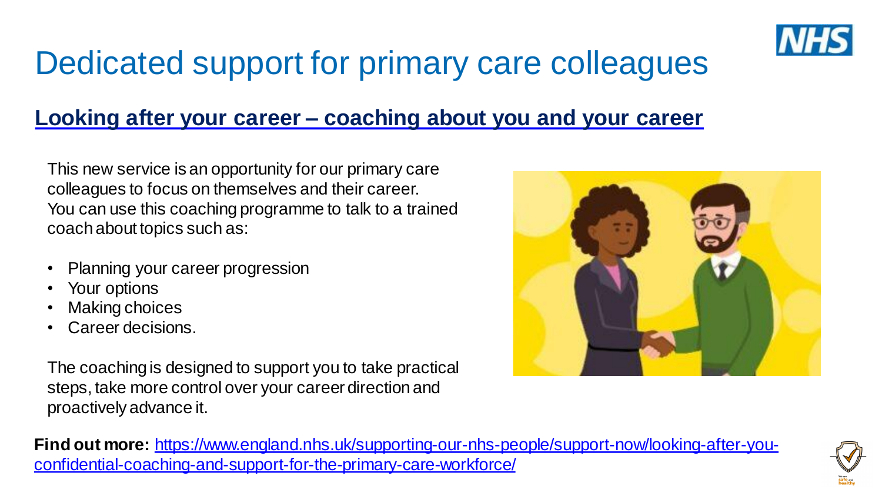# Dedicated support for primary care colleagues

## Looking after your career – coaching about you and your career

This new service is an opportunity for our primary care colleagues to focus on themselves and their career. You can use this coaching programme to talk to a trained coach about topics such as:

- Planning your career progression
- Your options
- Making choices
- Career decisions.

The coaching is designed to support you to take practical steps, take more control over your career direction and proactively advance it.

**Find out more:** https://www.england.nhs.uk/supporting-our-nhs-people/support-now/looking-after-you-confidential-coaching-and-support-for-the-primary-care-workforce/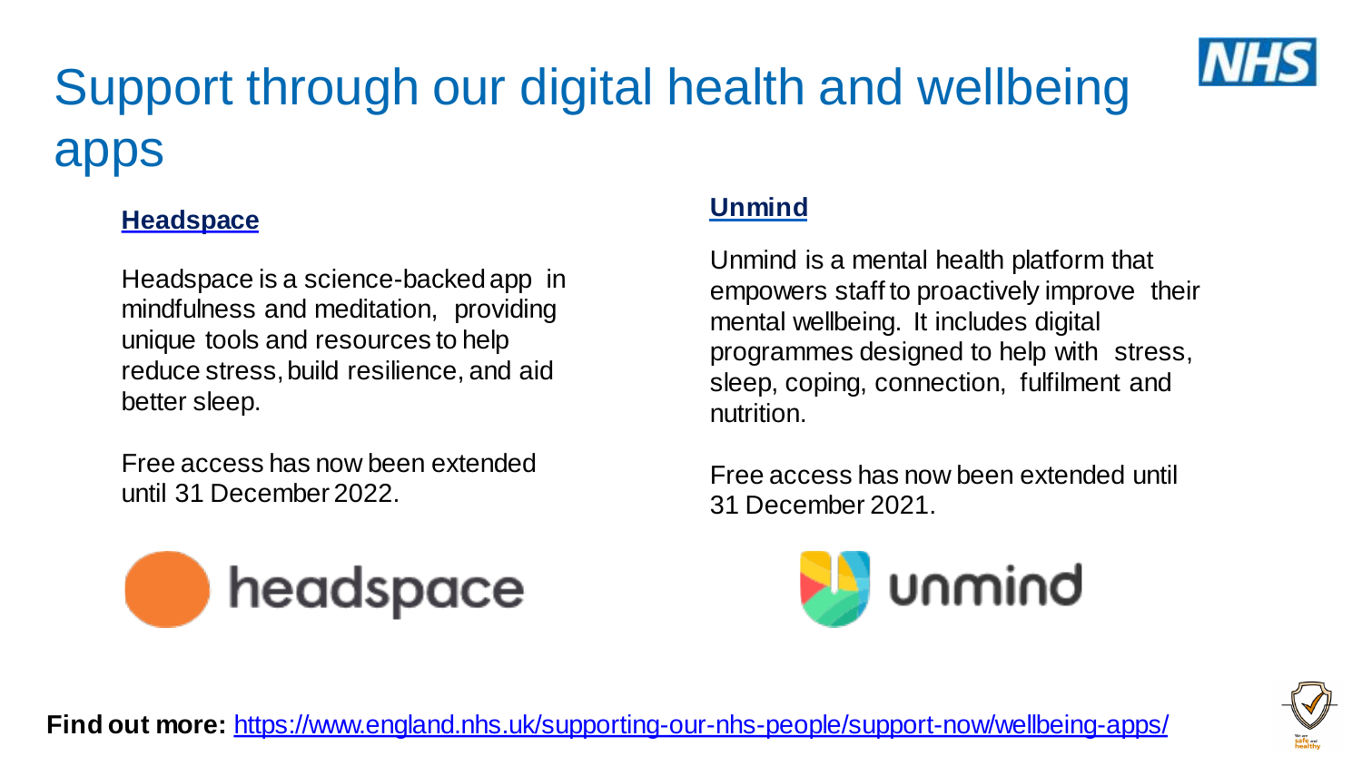# Support through our digital health and wellbeing apps

## Headspace

Headspace is a science-backed app in mindfulness and meditation, providing unique tools and resources to help reduce stress, build resilience, and aid better sleep.

Free access has now been extended until 31 December 2022.

## Unmind

Unmind is a mental health platform that empowers staff to proactively improve their mental wellbeing. It includes digital programmes designed to help with stress, sleep, coping, connection, fulfilment and nutrition.

Free access has now been extended until 31 December 2021.

**Find out more:** https://www.england.nhs.uk/supporting-our-nhs-people/support-now/wellbeing-apps/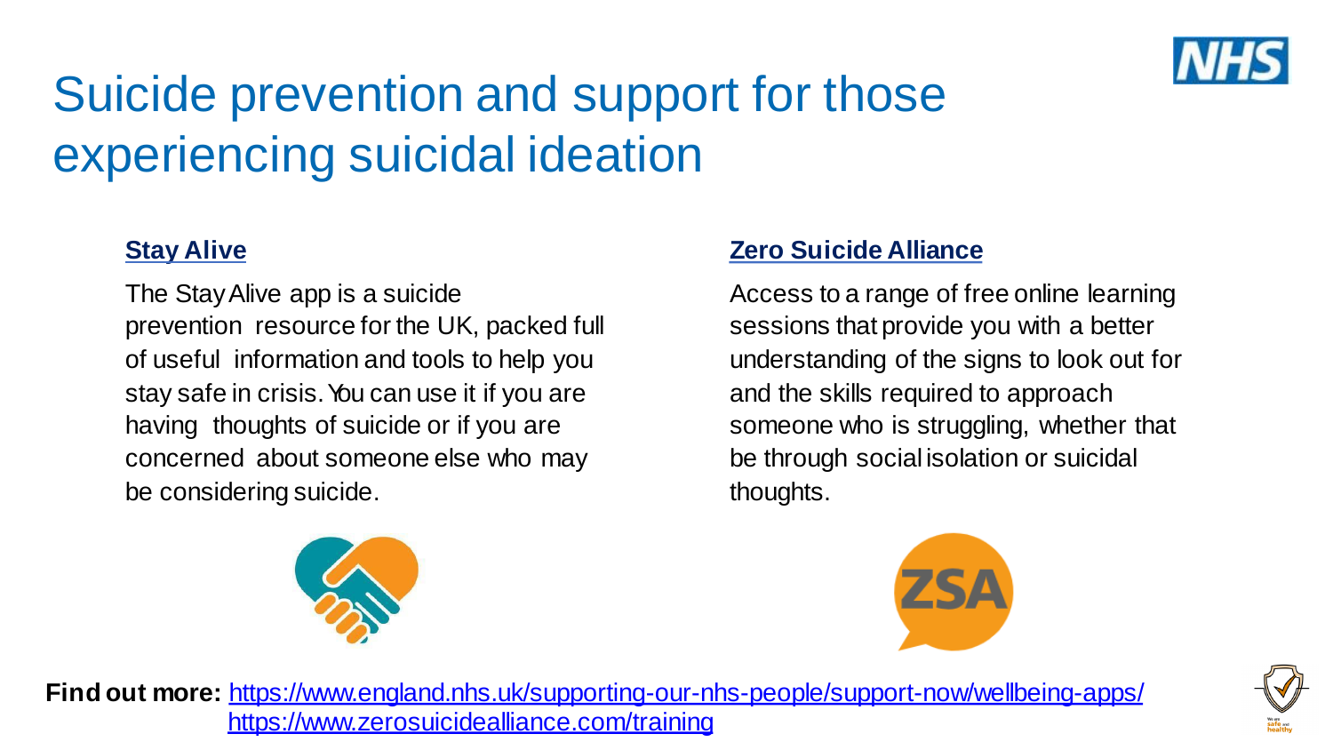# Suicide prevention and support for those experiencing suicidal ideation

## Stay Alive

The Stay Alive app is a suicide prevention resource for the UK, packed full of useful information and tools to help you stay safe in crisis. You can use it if you are having thoughts of suicide or if you are concerned about someone else who may be considering suicide.

## Zero Suicide Alliance

Access to a range of free online learning sessions that provide you with a better understanding of the signs to look out for and the skills required to approach someone who is struggling, whether that be through social isolation or suicidal thoughts.

**Find out more:** https://www.england.nhs.uk/supporting-our-nhs-people/support-now/wellbeing-apps/
https://www.zerosuicidealliance.com/training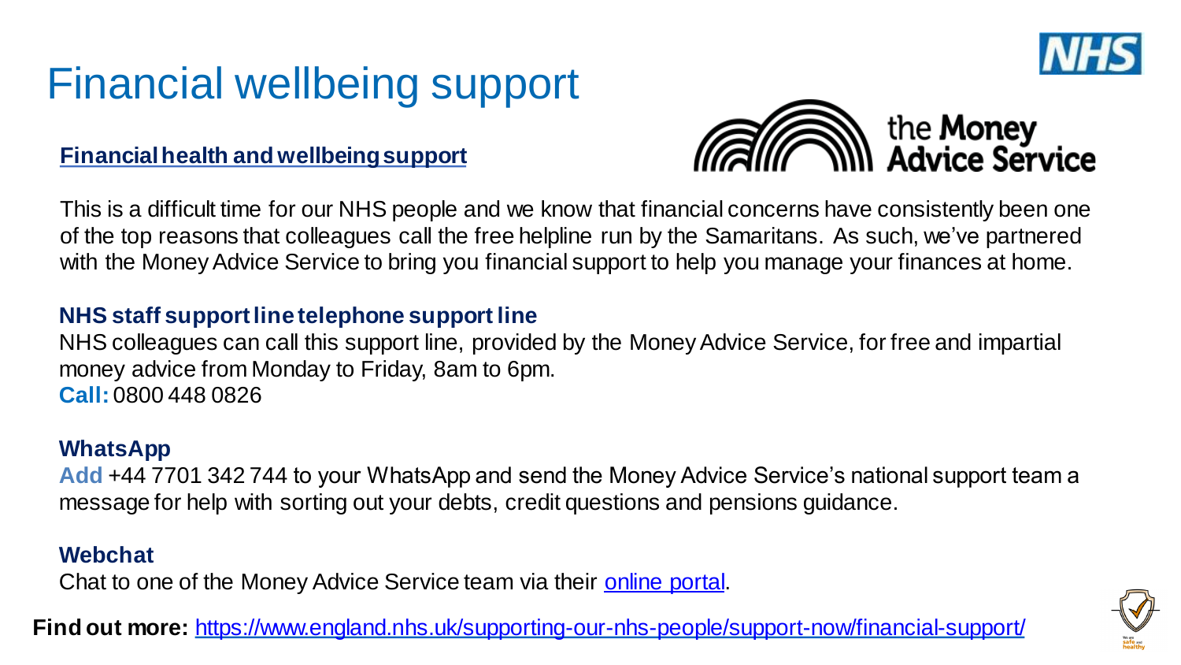# Financial wellbeing support

**[Financial health and wellbeing support]()**

the **Money Advice Service**

This is a difficult time for our NHS people and we know that financial concerns have consistently been one of the top reasons that colleagues call the free helpline run by the Samaritans. As such, we've partnered with the Money Advice Service to bring you financial support to help you manage your finances at home.

**NHS staff support line telephone support line**

NHS colleagues can call this support line, provided by the Money Advice Service, for free and impartial money advice from Monday to Friday, 8am to 6pm.

**Call:** 0800 448 0826

**WhatsApp**

**Add** +44 7701 342 744 to your WhatsApp and send the Money Advice Service's national support team a message for help with sorting out your debts, credit questions and pensions guidance.

**Webchat**

Chat to one of the Money Advice Service team via their [online portal]().

**Find out more:** https://www.england.nhs.uk/supporting-our-nhs-people/support-now/financial-support/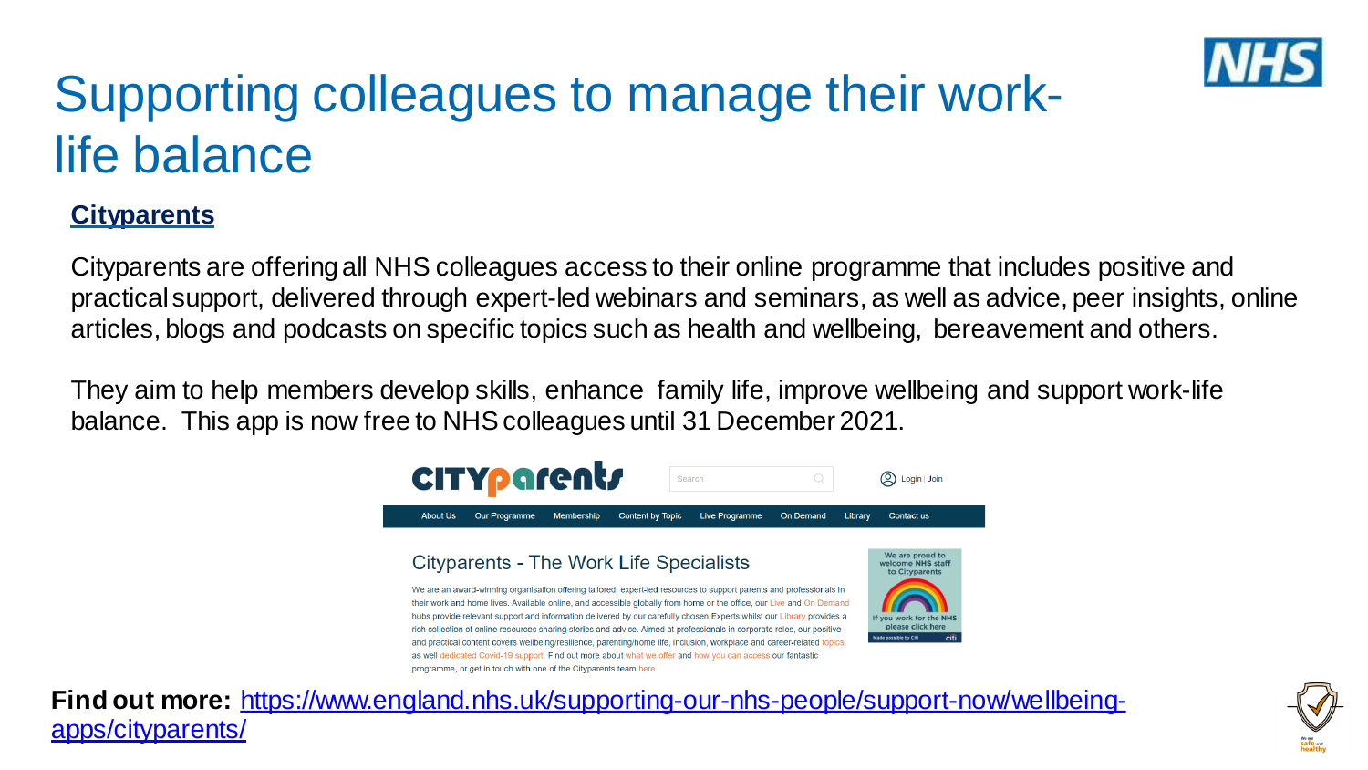# Supporting colleagues to manage their work-life balance

## Cityparents

Cityparents are offering all NHS colleagues access to their online programme that includes positive and practical support, delivered through expert-led webinars and seminars, as well as advice, peer insights, online articles, blogs and podcasts on specific topics such as health and wellbeing, bereavement and others.

They aim to help members develop skills, enhance family life, improve wellbeing and support work-life balance. This app is now free to NHS colleagues until 31 December 2021.

**Find out more:** https://www.england.nhs.uk/supporting-our-nhs-people/support-now/wellbeing-apps/cityparents/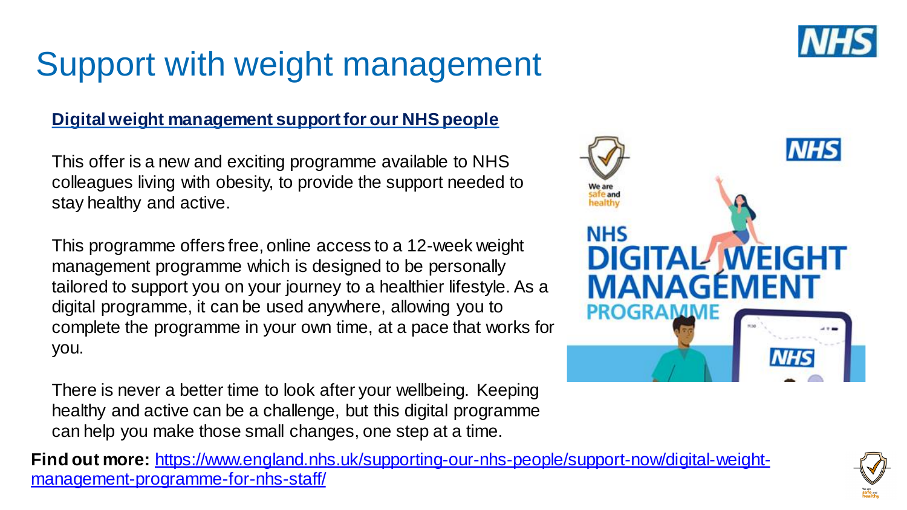# Support with weight management

**Digital weight management support for our NHS people**

This offer is a new and exciting programme available to NHS colleagues living with obesity, to provide the support needed to stay healthy and active.

This programme offers free, online access to a 12-week weight management programme which is designed to be personally tailored to support you on your journey to a healthier lifestyle. As a digital programme, it can be used anywhere, allowing you to complete the programme in your own time, at a pace that works for you.

There is never a better time to look after your wellbeing. Keeping healthy and active can be a challenge, but this digital programme can help you make those small changes, one step at a time.

**Find out more:** https://www.england.nhs.uk/supporting-our-nhs-people/support-now/digital-weight-management-programme-for-nhs-staff/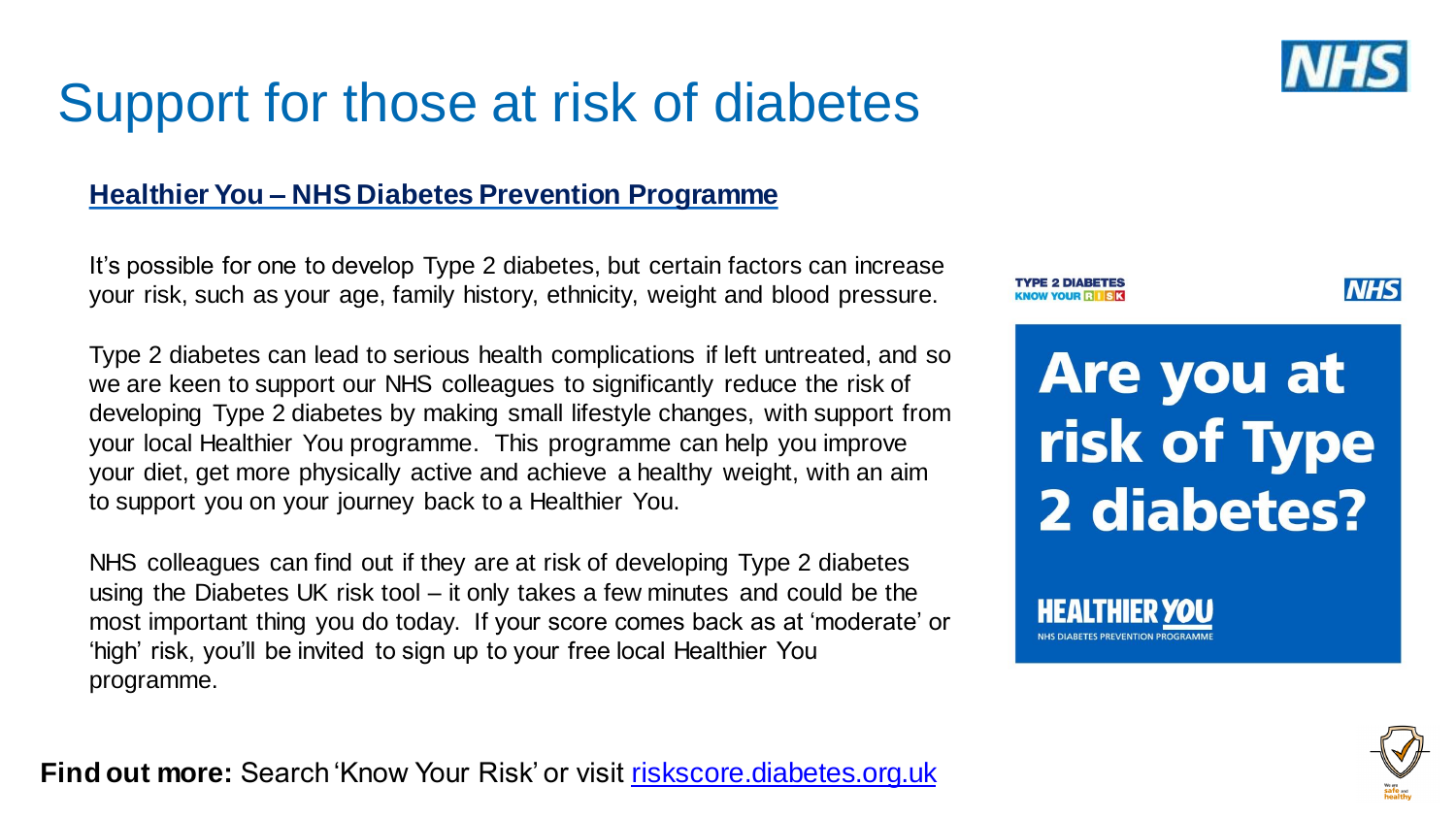# Support for those at risk of diabetes

## Healthier You – NHS Diabetes Prevention Programme

It's possible for one to develop Type 2 diabetes, but certain factors can increase your risk, such as your age, family history, ethnicity, weight and blood pressure.

Type 2 diabetes can lead to serious health complications if left untreated, and so we are keen to support our NHS colleagues to significantly reduce the risk of developing Type 2 diabetes by making small lifestyle changes, with support from your local Healthier You programme. This programme can help you improve your diet, get more physically active and achieve a healthy weight, with an aim to support you on your journey back to a Healthier You.

NHS colleagues can find out if they are at risk of developing Type 2 diabetes using the Diabetes UK risk tool – it only takes a few minutes and could be the most important thing you do today. If your score comes back as at 'moderate' or 'high' risk, you'll be invited to sign up to your free local Healthier You programme.

TYPE 2 DIABETES KNOW YOUR RISK

**Are you at risk of Type 2 diabetes?**

HEALTHIER YOU

NHS DIABETES PREVENTION PROGRAMME

**Find out more:** Search 'Know Your Risk' or visit riskscore.diabetes.org.uk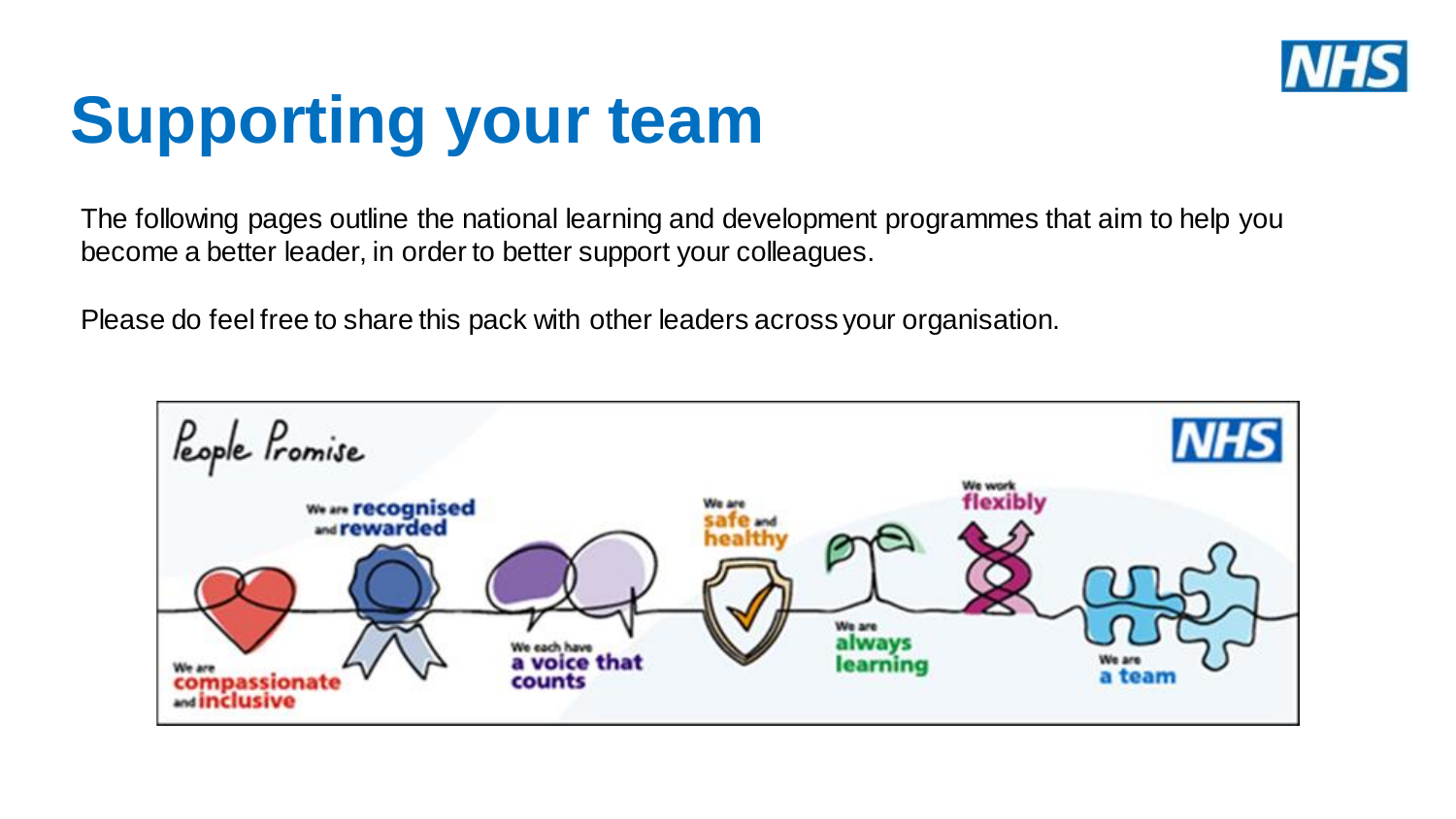# Supporting your team

The following pages outline the national learning and development programmes that aim to help you become a better leader, in order to better support your colleagues.

Please do feel free to share this pack with other leaders across your organisation.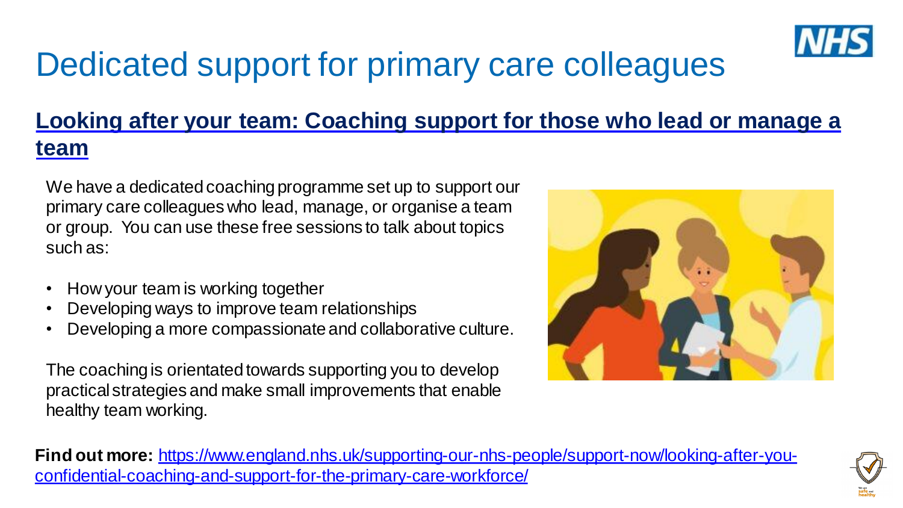# Dedicated support for primary care colleagues

## [Looking after your team: Coaching support for those who lead or manage a team](https://www.england.nhs.uk/supporting-our-nhs-people/support-now/looking-after-you-confidential-coaching-and-support-for-the-primary-care-workforce/)

We have a dedicated coaching programme set up to support our primary care colleagues who lead, manage, or organise a team or group. You can use these free sessions to talk about topics such as:

- How your team is working together
- Developing ways to improve team relationships
- Developing a more compassionate and collaborative culture.

The coaching is orientated towards supporting you to develop practical strategies and make small improvements that enable healthy team working.

**Find out more:** [https://www.england.nhs.uk/supporting-our-nhs-people/support-now/looking-after-you-confidential-coaching-and-support-for-the-primary-care-workforce/](https://www.england.nhs.uk/supporting-our-nhs-people/support-now/looking-after-you-confidential-coaching-and-support-for-the-primary-care-workforce/)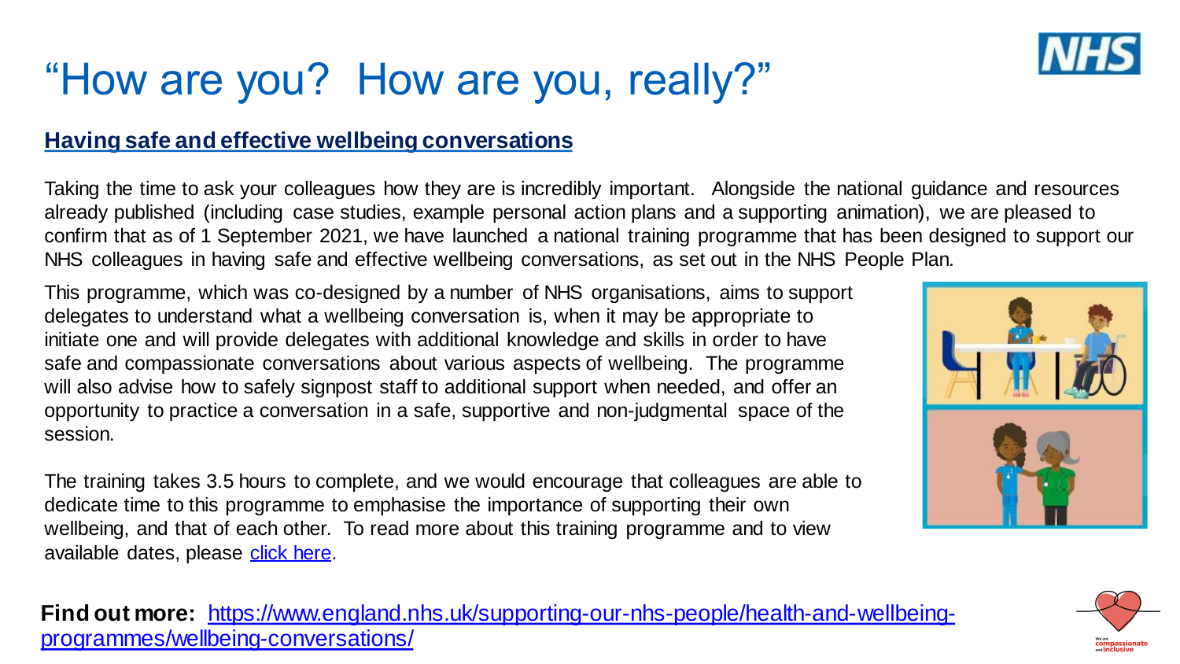# "How are you? How are you, really?"

## Having safe and effective wellbeing conversations

Taking the time to ask your colleagues how they are is incredibly important. Alongside the national guidance and resources already published (including case studies, example personal action plans and a supporting animation), we are pleased to confirm that as of 1 September 2021, we have launched a national training programme that has been designed to support our NHS colleagues in having safe and effective wellbeing conversations, as set out in the NHS People Plan.

This programme, which was co-designed by a number of NHS organisations, aims to support delegates to understand what a wellbeing conversation is, when it may be appropriate to initiate one and will provide delegates with additional knowledge and skills in order to have safe and compassionate conversations about various aspects of wellbeing. The programme will also advise how to safely signpost staff to additional support when needed, and offer an opportunity to practice a conversation in a safe, supportive and non-judgmental space of the session.

The training takes 3.5 hours to complete, and we would encourage that colleagues are able to dedicate time to this programme to emphasise the importance of supporting their own wellbeing, and that of each other. To read more about this training programme and to view available dates, please click here.

**Find out more:** https://www.england.nhs.uk/supporting-our-nhs-people/health-and-wellbeing-programmes/wellbeing-conversations/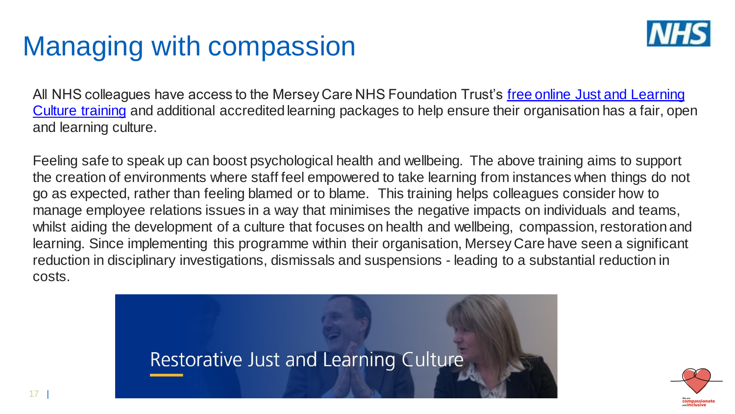# Managing with compassion

All NHS colleagues have access to the Mersey Care NHS Foundation Trust's free online Just and Learning Culture training and additional accredited learning packages to help ensure their organisation has a fair, open and learning culture.

Feeling safe to speak up can boost psychological health and wellbeing. The above training aims to support the creation of environments where staff feel empowered to take learning from instances when things do not go as expected, rather than feeling blamed or to blame. This training helps colleagues consider how to manage employee relations issues in a way that minimises the negative impacts on individuals and teams, whilst aiding the development of a culture that focuses on health and wellbeing, compassion, restoration and learning. Since implementing this programme within their organisation, Mersey Care have seen a significant reduction in disciplinary investigations, dismissals and suspensions - leading to a substantial reduction in costs.

Restorative Just and Learning Culture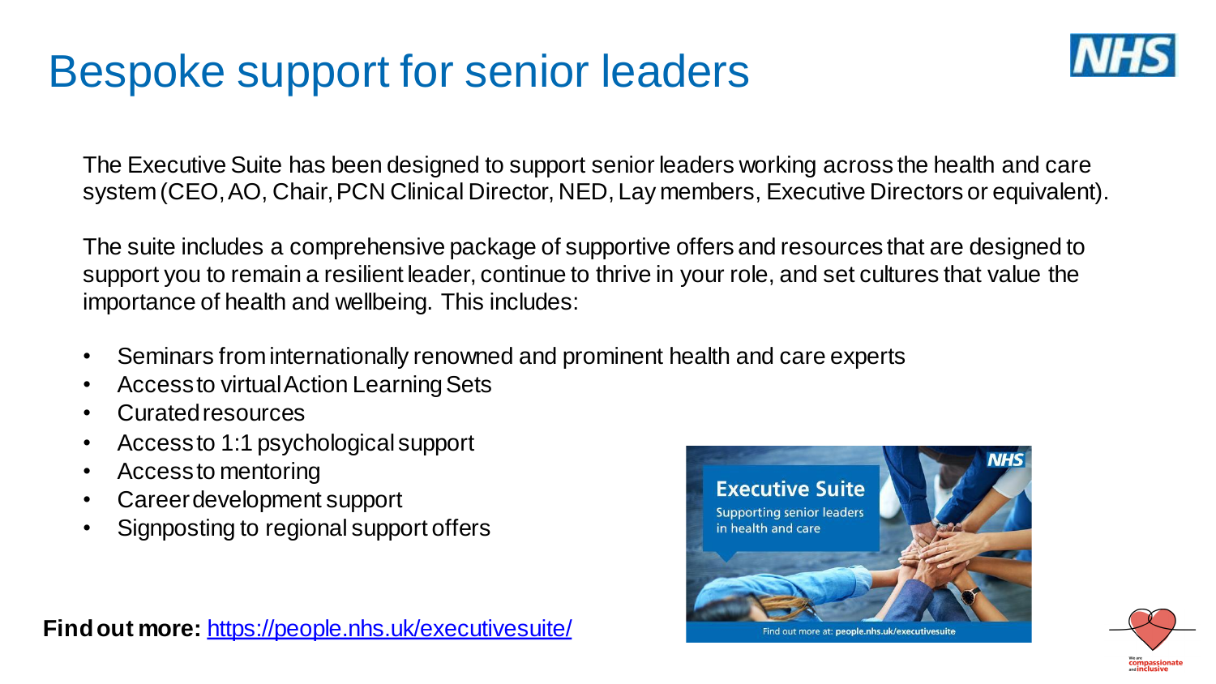# Bespoke support for senior leaders

The Executive Suite has been designed to support senior leaders working across the health and care system (CEO, AO, Chair, PCN Clinical Director, NED, Lay members, Executive Directors or equivalent).

The suite includes a comprehensive package of supportive offers and resources that are designed to support you to remain a resilient leader, continue to thrive in your role, and set cultures that value the importance of health and wellbeing. This includes:

- Seminars from internationally renowned and prominent health and care experts
- Access to virtual Action Learning Sets
- Curated resources
- Access to 1:1 psychological support
- Access to mentoring
- Career development support
- Signposting to regional support offers

**Find out more:** https://people.nhs.uk/executivesuite/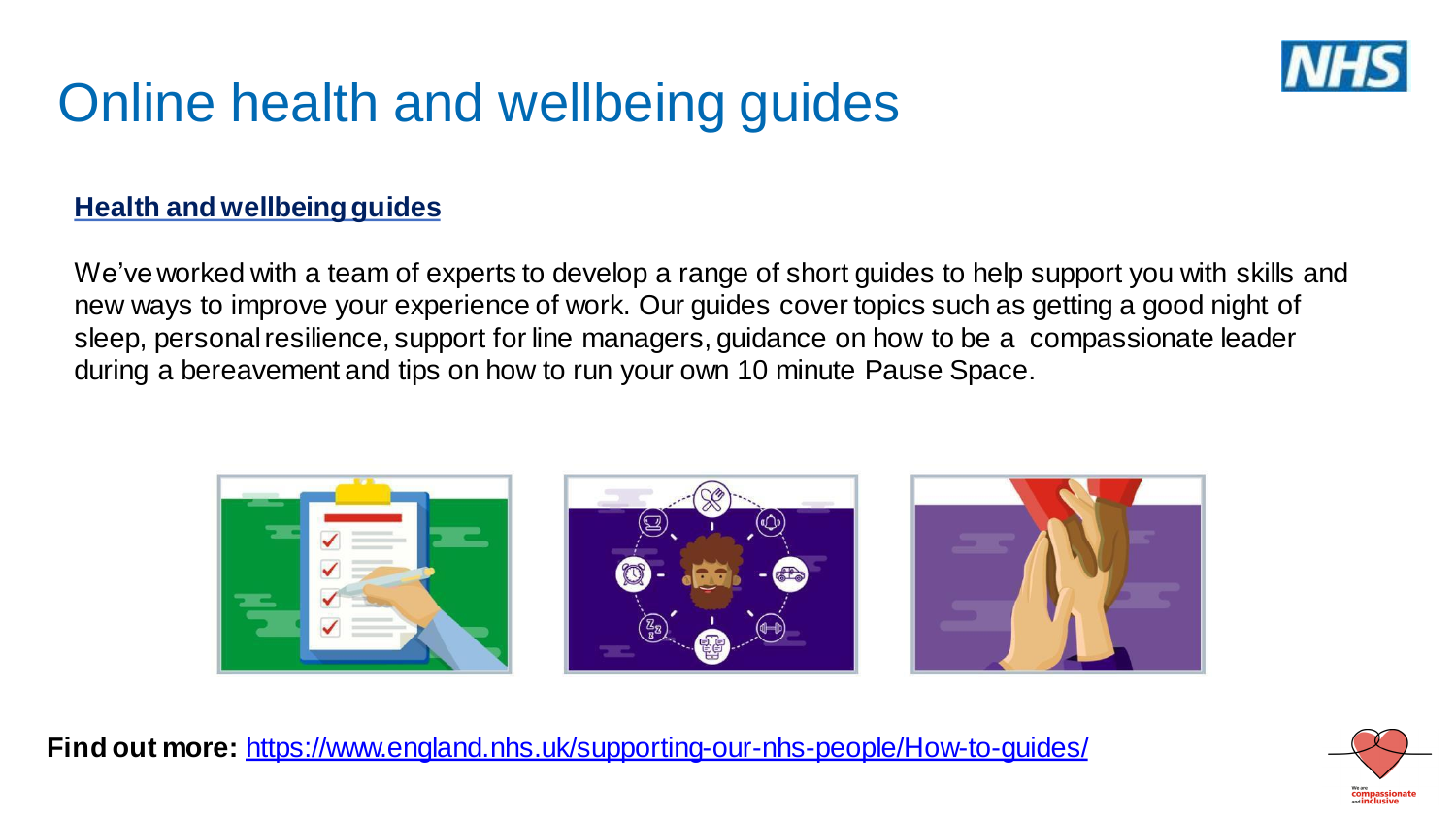# Online health and wellbeing guides

**Health and wellbeing guides**

We've worked with a team of experts to develop a range of short guides to help support you with skills and new ways to improve your experience of work. Our guides cover topics such as getting a good night of sleep, personal resilience, support for line managers, guidance on how to be a compassionate leader during a bereavement and tips on how to run your own 10 minute Pause Space.

**Find out more:** https://www.england.nhs.uk/supporting-our-nhs-people/How-to-guides/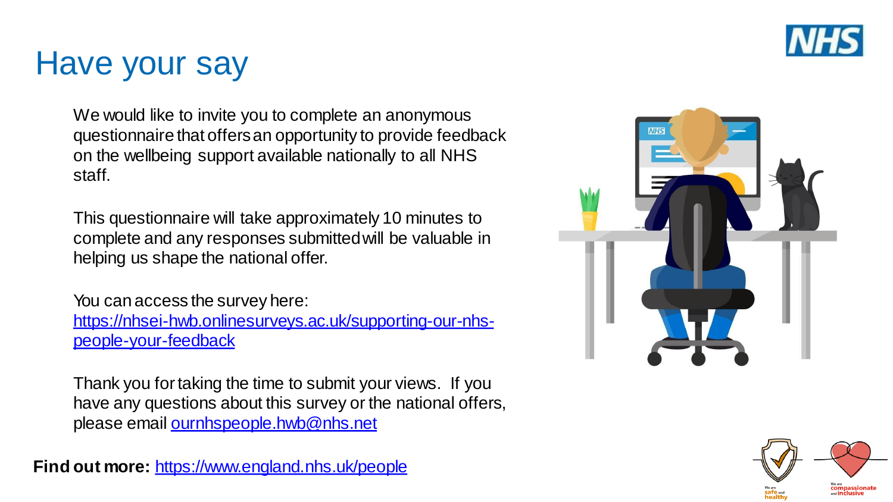# Have your say

We would like to invite you to complete an anonymous questionnaire that offers an opportunity to provide feedback on the wellbeing support available nationally to all NHS staff.

This questionnaire will take approximately 10 minutes to complete and any responses submitted will be valuable in helping us shape the national offer.

You can access the survey here: [https://nhsei-hwb.onlinesurveys.ac.uk/supporting-our-nhs-people-your-feedback](https://nhsei-hwb.onlinesurveys.ac.uk/supporting-our-nhs-people-your-feedback)

Thank you for taking the time to submit your views. If you have any questions about this survey or the national offers, please email [ournhspeople.hwb@nhs.net](mailto:ournhspeople.hwb@nhs.net)

**Find out more:** [https://www.england.nhs.uk/people](https://www.england.nhs.uk/people)